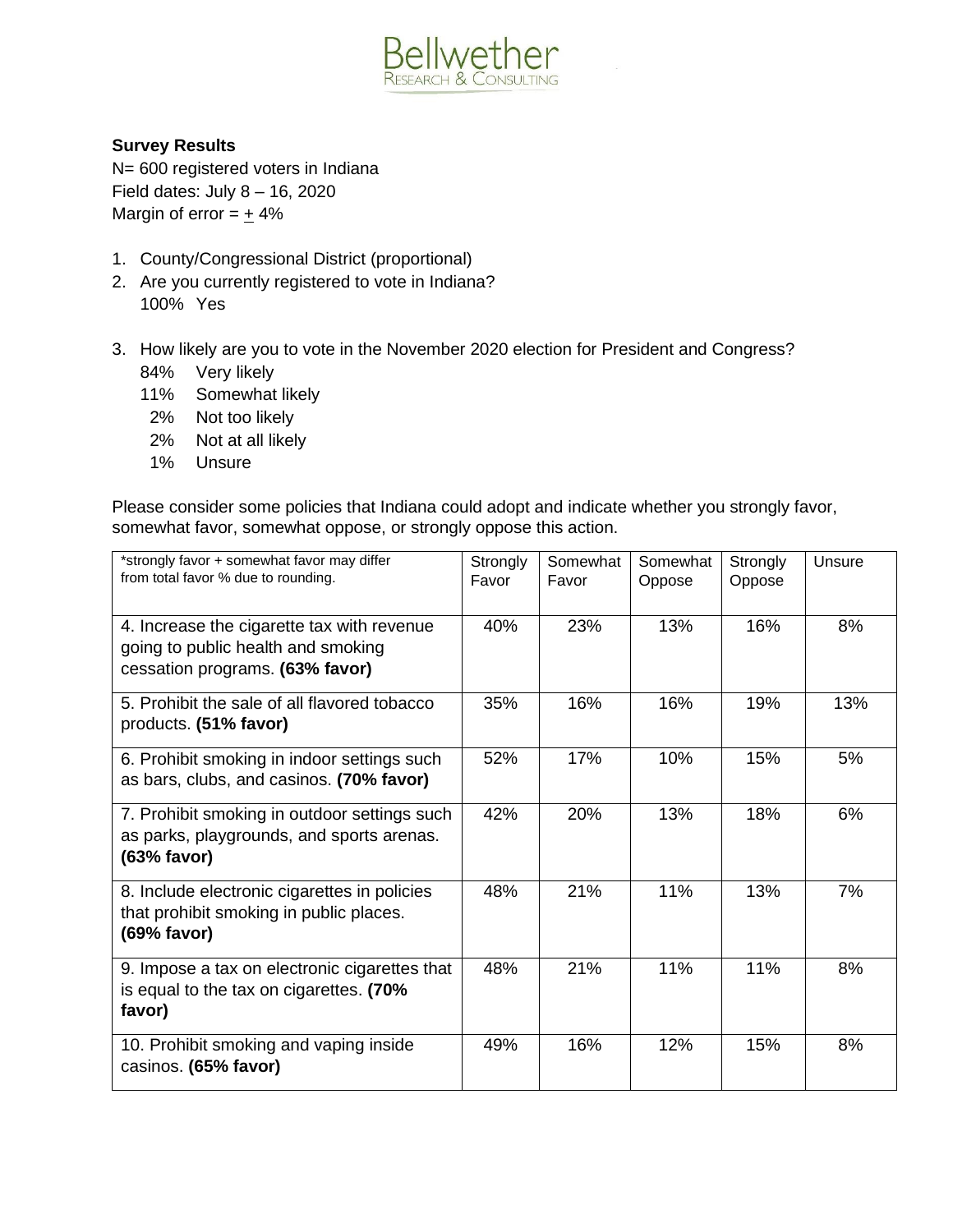# Bellwether Research & Consulting

**Survey Results**

N= 600 registered voters in Indiana
Field dates: July 8 – 16, 2020
Margin of error = ± 4%

1. County/Congressional District (proportional)
2. Are you currently registered to vote in Indiana?
   100% Yes

3. How likely are you to vote in the November 2020 election for President and Congress?
   - 84% Very likely
   - 11% Somewhat likely
   - 2% Not too likely
   - 2% Not at all likely
   - 1% Unsure

Please consider some policies that Indiana could adopt and indicate whether you strongly favor, somewhat favor, somewhat oppose, or strongly oppose this action.

| *strongly favor + somewhat favor may differ from total favor % due to rounding. | Strongly Favor | Somewhat Favor | Somewhat Oppose | Strongly Oppose | Unsure |
|---|---|---|---|---|---|
| 4. Increase the cigarette tax with revenue going to public health and smoking cessation programs. **(63% favor)** | 40% | 23% | 13% | 16% | 8% |
| 5. Prohibit the sale of all flavored tobacco products. **(51% favor)** | 35% | 16% | 16% | 19% | 13% |
| 6. Prohibit smoking in indoor settings such as bars, clubs, and casinos. **(70% favor)** | 52% | 17% | 10% | 15% | 5% |
| 7. Prohibit smoking in outdoor settings such as parks, playgrounds, and sports arenas. **(63% favor)** | 42% | 20% | 13% | 18% | 6% |
| 8. Include electronic cigarettes in policies that prohibit smoking in public places. **(69% favor)** | 48% | 21% | 11% | 13% | 7% |
| 9. Impose a tax on electronic cigarettes that is equal to the tax on cigarettes. **(70% favor)** | 48% | 21% | 11% | 11% | 8% |
| 10. Prohibit smoking and vaping inside casinos. **(65% favor)** | 49% | 16% | 12% | 15% | 8% |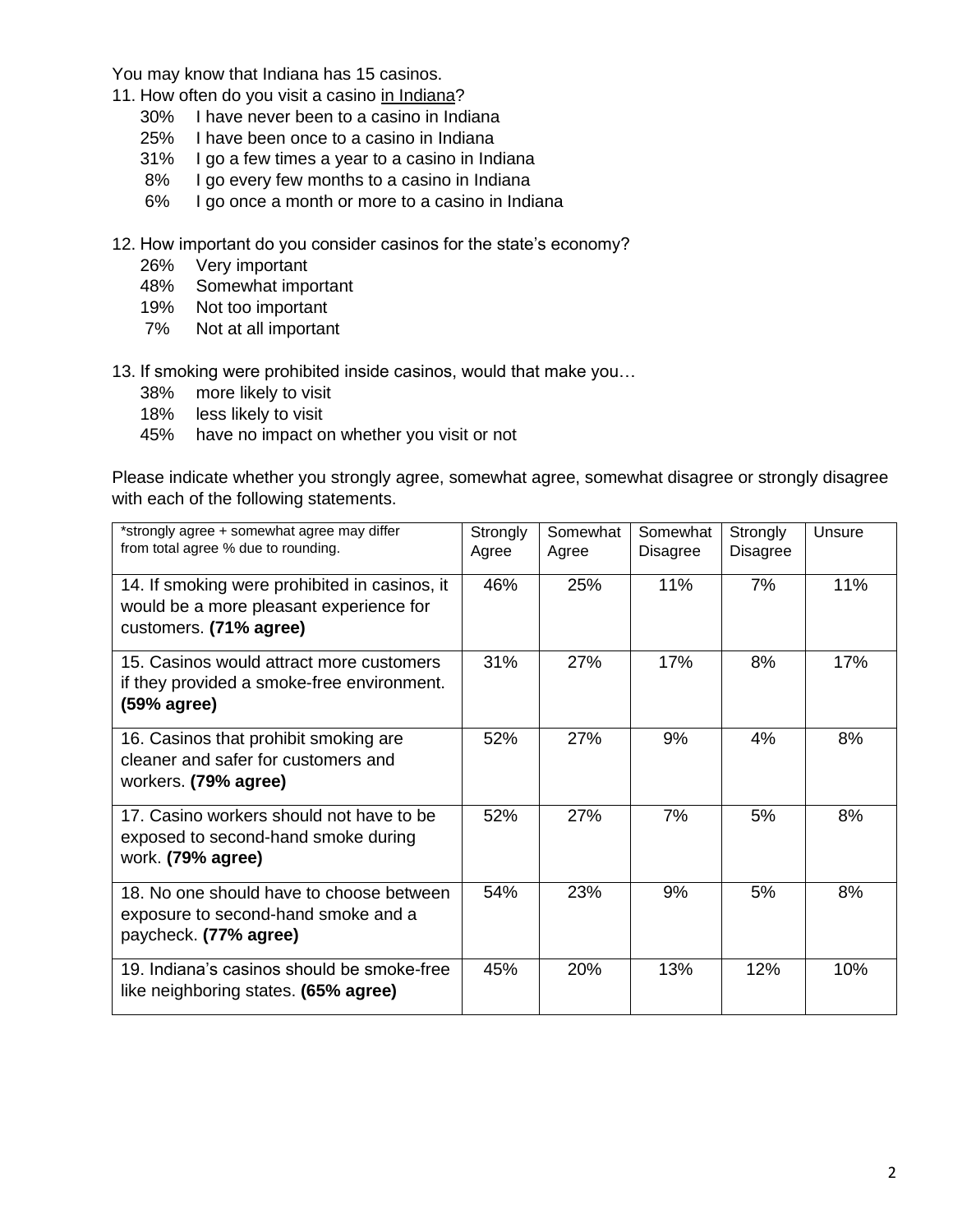You may know that Indiana has 15 casinos.

11. How often do you visit a casino <u>in Indiana</u>?
    - 30% I have never been to a casino in Indiana
    - 25% I have been once to a casino in Indiana
    - 31% I go a few times a year to a casino in Indiana
    - 8% I go every few months to a casino in Indiana
    - 6% I go once a month or more to a casino in Indiana

12. How important do you consider casinos for the state's economy?
    - 26% Very important
    - 48% Somewhat important
    - 19% Not too important
    - 7% Not at all important

13. If smoking were prohibited inside casinos, would that make you…
    - 38% more likely to visit
    - 18% less likely to visit
    - 45% have no impact on whether you visit or not

Please indicate whether you strongly agree, somewhat agree, somewhat disagree or strongly disagree with each of the following statements.

| *strongly agree + somewhat agree may differ from total agree % due to rounding. | Strongly Agree | Somewhat Agree | Somewhat Disagree | Strongly Disagree | Unsure |
|---|---|---|---|---|---|
| 14. If smoking were prohibited in casinos, it would be a more pleasant experience for customers. **(71% agree)** | 46% | 25% | 11% | 7% | 11% |
| 15. Casinos would attract more customers if they provided a smoke-free environment. **(59% agree)** | 31% | 27% | 17% | 8% | 17% |
| 16. Casinos that prohibit smoking are cleaner and safer for customers and workers. **(79% agree)** | 52% | 27% | 9% | 4% | 8% |
| 17. Casino workers should not have to be exposed to second-hand smoke during work. **(79% agree)** | 52% | 27% | 7% | 5% | 8% |
| 18. No one should have to choose between exposure to second-hand smoke and a paycheck. **(77% agree)** | 54% | 23% | 9% | 5% | 8% |
| 19. Indiana's casinos should be smoke-free like neighboring states. **(65% agree)** | 45% | 20% | 13% | 12% | 10% |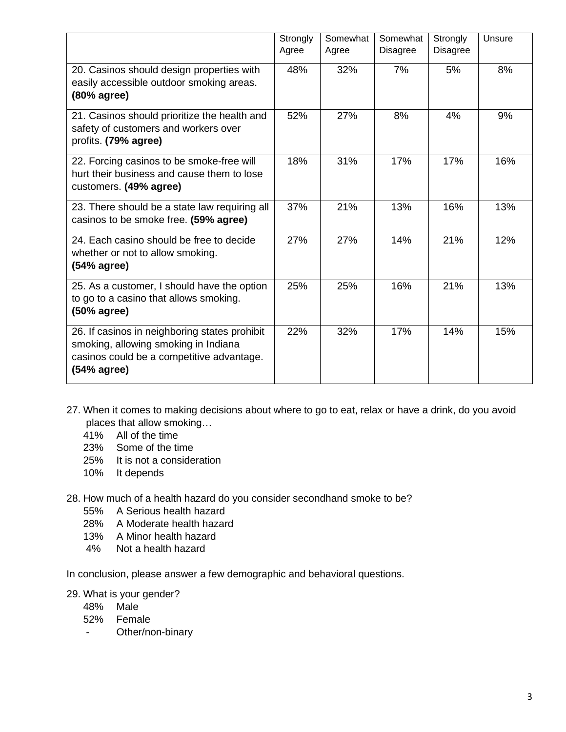| | Strongly Agree | Somewhat Agree | Somewhat Disagree | Strongly Disagree | Unsure |
|---|---|---|---|---|---|
| 20. Casinos should design properties with easily accessible outdoor smoking areas. **(80% agree)** | 48% | 32% | 7% | 5% | 8% |
| 21. Casinos should prioritize the health and safety of customers and workers over profits. **(79% agree)** | 52% | 27% | 8% | 4% | 9% |
| 22. Forcing casinos to be smoke-free will hurt their business and cause them to lose customers. **(49% agree)** | 18% | 31% | 17% | 17% | 16% |
| 23. There should be a state law requiring all casinos to be smoke free. **(59% agree)** | 37% | 21% | 13% | 16% | 13% |
| 24. Each casino should be free to decide whether or not to allow smoking. **(54% agree)** | 27% | 27% | 14% | 21% | 12% |
| 25. As a customer, I should have the option to go to a casino that allows smoking. **(50% agree)** | 25% | 25% | 16% | 21% | 13% |
| 26. If casinos in neighboring states prohibit smoking, allowing smoking in Indiana casinos could be a competitive advantage. **(54% agree)** | 22% | 32% | 17% | 14% | 15% |

27. When it comes to making decisions about where to go to eat, relax or have a drink, do you avoid places that allow smoking…
    - 41% All of the time
    - 23% Some of the time
    - 25% It is not a consideration
    - 10% It depends

28. How much of a health hazard do you consider secondhand smoke to be?
    - 55% A Serious health hazard
    - 28% A Moderate health hazard
    - 13% A Minor health hazard
    - 4% Not a health hazard

In conclusion, please answer a few demographic and behavioral questions.

29. What is your gender?
    - 48% Male
    - 52% Female
    - \- Other/non-binary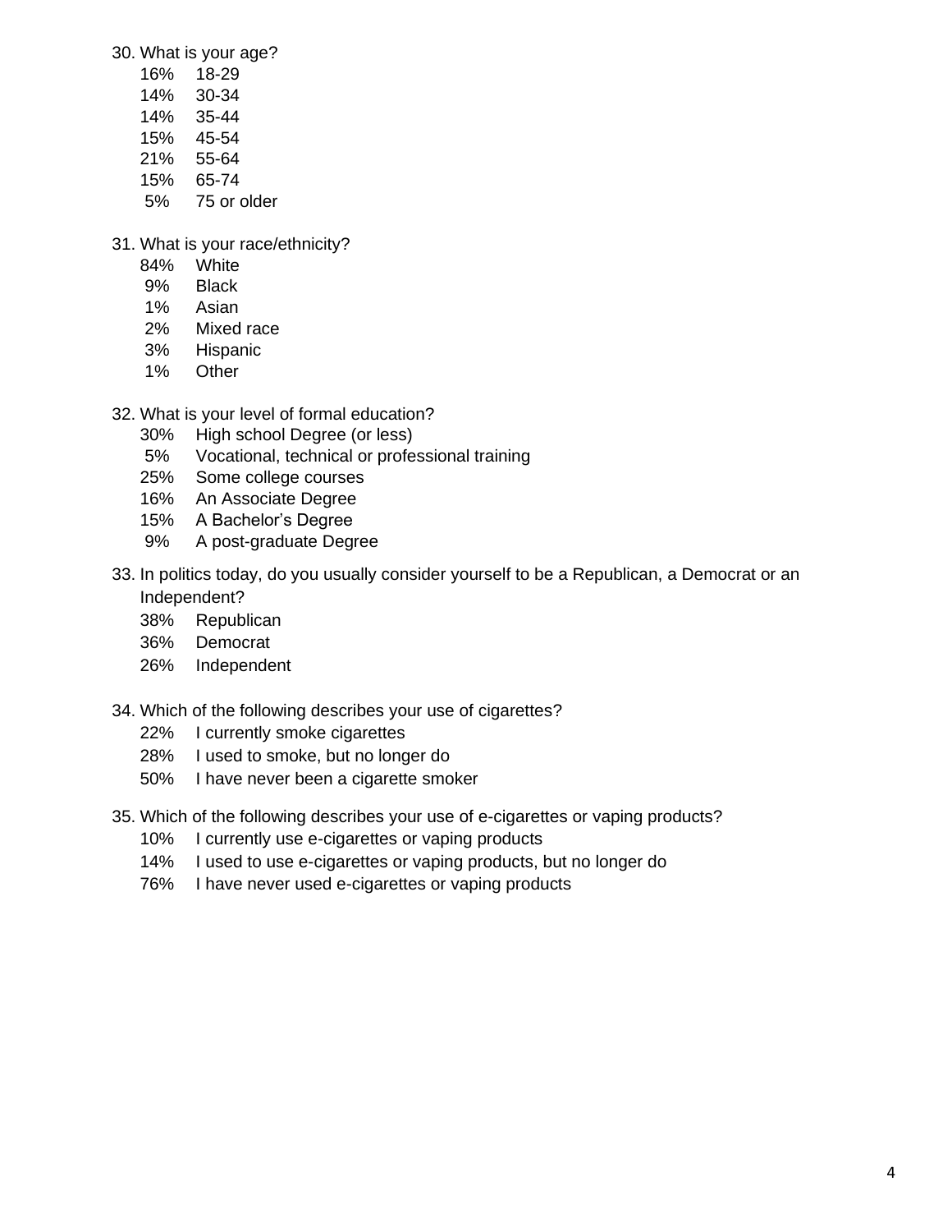30. What is your age?

    16%  18-29
    14%  30-34
    14%  35-44
    15%  45-54
    21%  55-64
    15%  65-74
    5%  75 or older

31. What is your race/ethnicity?

    84%  White
    9%  Black
    1%  Asian
    2%  Mixed race
    3%  Hispanic
    1%  Other

32. What is your level of formal education?

    30%  High school Degree (or less)
    5%  Vocational, technical or professional training
    25%  Some college courses
    16%  An Associate Degree
    15%  A Bachelor's Degree
    9%  A post-graduate Degree

33. In politics today, do you usually consider yourself to be a Republican, a Democrat or an Independent?

    38%  Republican
    36%  Democrat
    26%  Independent

34. Which of the following describes your use of cigarettes?

    22%  I currently smoke cigarettes
    28%  I used to smoke, but no longer do
    50%  I have never been a cigarette smoker

35. Which of the following describes your use of e-cigarettes or vaping products?

    10%  I currently use e-cigarettes or vaping products
    14%  I used to use e-cigarettes or vaping products, but no longer do
    76%  I have never used e-cigarettes or vaping products